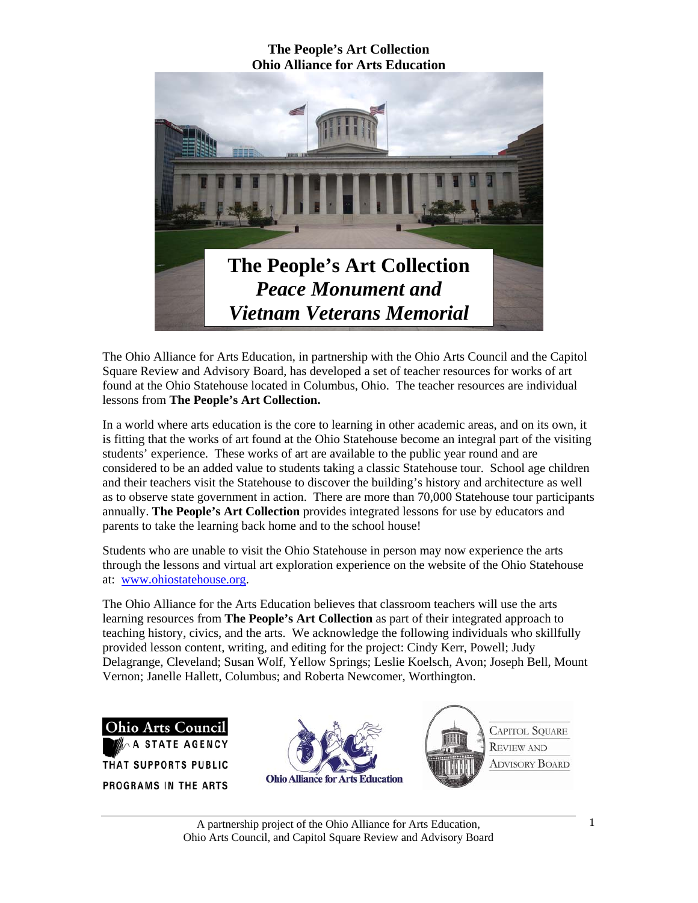**The People's Art Collection**
**Ohio Alliance for Arts Education**

# The People's Art Collection
## *Peace Monument and Vietnam Veterans Memorial*

The Ohio Alliance for Arts Education, in partnership with the Ohio Arts Council and the Capitol Square Review and Advisory Board, has developed a set of teacher resources for works of art found at the Ohio Statehouse located in Columbus, Ohio. The teacher resources are individual lessons from **The People's Art Collection.**

In a world where arts education is the core to learning in other academic areas, and on its own, it is fitting that the works of art found at the Ohio Statehouse become an integral part of the visiting students' experience. These works of art are available to the public year round and are considered to be an added value to students taking a classic Statehouse tour. School age children and their teachers visit the Statehouse to discover the building's history and architecture as well as to observe state government in action. There are more than 70,000 Statehouse tour participants annually. **The People's Art Collection** provides integrated lessons for use by educators and parents to take the learning back home and to the school house!

Students who are unable to visit the Ohio Statehouse in person may now experience the arts through the lessons and virtual art exploration experience on the website of the Ohio Statehouse at: www.ohiostatehouse.org.

The Ohio Alliance for the Arts Education believes that classroom teachers will use the arts learning resources from **The People's Art Collection** as part of their integrated approach to teaching history, civics, and the arts. We acknowledge the following individuals who skillfully provided lesson content, writing, and editing for the project: Cindy Kerr, Powell; Judy Delagrange, Cleveland; Susan Wolf, Yellow Springs; Leslie Koelsch, Avon; Joseph Bell, Mount Vernon; Janelle Hallett, Columbus; and Roberta Newcomer, Worthington.

Ohio Arts Council — A State Agency that Supports Public Programs in the Arts

Ohio Alliance for Arts Education

Capitol Square Review and Advisory Board

A partnership project of the Ohio Alliance for Arts Education, Ohio Arts Council, and Capitol Square Review and Advisory Board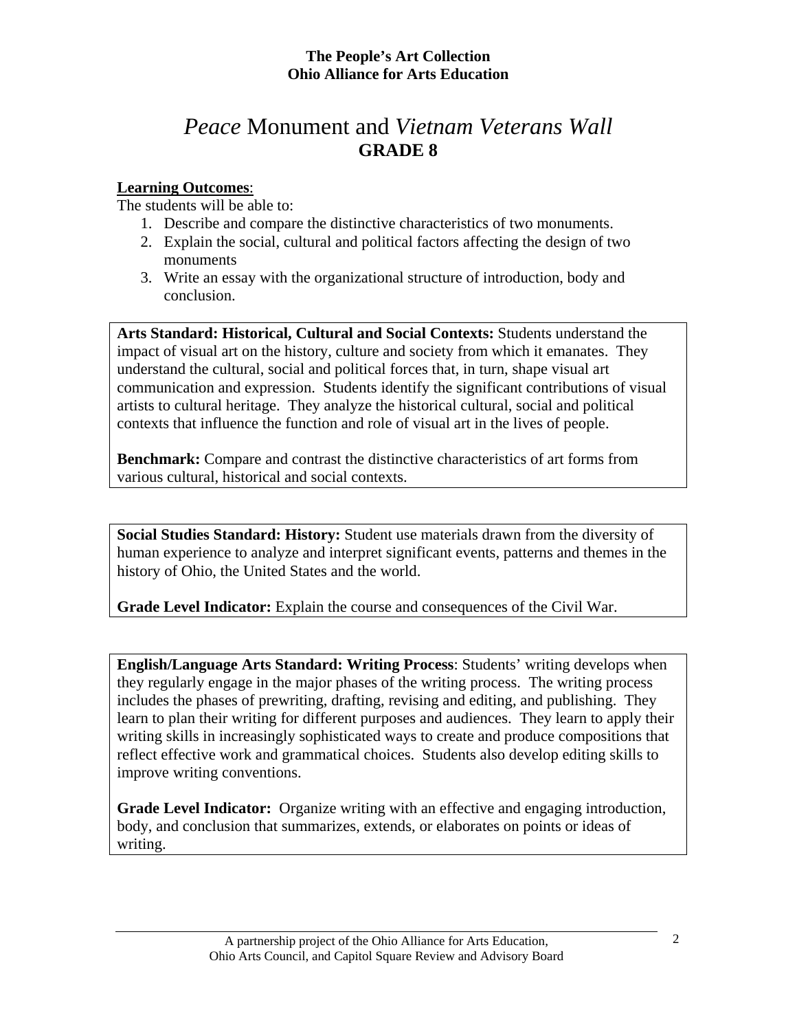**The People's Art Collection**
**Ohio Alliance for Arts Education**

# *Peace* Monument and *Vietnam Veterans Wall*
## GRADE 8

**Learning Outcomes**:
The students will be able to:

1. Describe and compare the distinctive characteristics of two monuments.
2. Explain the social, cultural and political factors affecting the design of two monuments
3. Write an essay with the organizational structure of introduction, body and conclusion.

**Arts Standard: Historical, Cultural and Social Contexts:** Students understand the impact of visual art on the history, culture and society from which it emanates. They understand the cultural, social and political forces that, in turn, shape visual art communication and expression. Students identify the significant contributions of visual artists to cultural heritage. They analyze the historical cultural, social and political contexts that influence the function and role of visual art in the lives of people.

**Benchmark:** Compare and contrast the distinctive characteristics of art forms from various cultural, historical and social contexts.

**Social Studies Standard: History:** Student use materials drawn from the diversity of human experience to analyze and interpret significant events, patterns and themes in the history of Ohio, the United States and the world.

**Grade Level Indicator:** Explain the course and consequences of the Civil War.

**English/Language Arts Standard: Writing Process**: Students' writing develops when they regularly engage in the major phases of the writing process. The writing process includes the phases of prewriting, drafting, revising and editing, and publishing. They learn to plan their writing for different purposes and audiences. They learn to apply their writing skills in increasingly sophisticated ways to create and produce compositions that reflect effective work and grammatical choices. Students also develop editing skills to improve writing conventions.

**Grade Level Indicator:** Organize writing with an effective and engaging introduction, body, and conclusion that summarizes, extends, or elaborates on points or ideas of writing.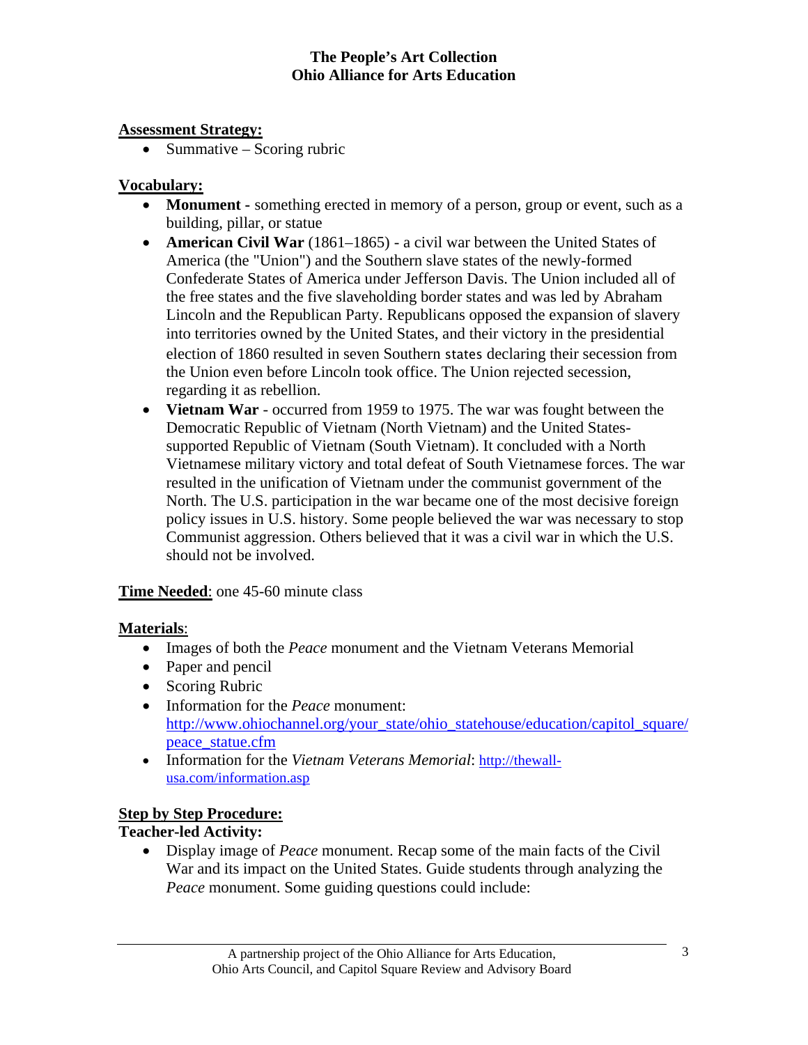**Assessment Strategy:**

- Summative – Scoring rubric

**Vocabulary:**

- **Monument -** something erected in memory of a person, group or event, such as a building, pillar, or statue
- **American Civil War** (1861–1865) - a civil war between the United States of America (the "Union") and the Southern slave states of the newly-formed Confederate States of America under Jefferson Davis. The Union included all of the free states and the five slaveholding border states and was led by Abraham Lincoln and the Republican Party. Republicans opposed the expansion of slavery into territories owned by the United States, and their victory in the presidential election of 1860 resulted in seven Southern states declaring their secession from the Union even before Lincoln took office. The Union rejected secession, regarding it as rebellion.
- **Vietnam War** - occurred from 1959 to 1975. The war was fought between the Democratic Republic of Vietnam (North Vietnam) and the United States-supported Republic of Vietnam (South Vietnam). It concluded with a North Vietnamese military victory and total defeat of South Vietnamese forces. The war resulted in the unification of Vietnam under the communist government of the North. The U.S. participation in the war became one of the most decisive foreign policy issues in U.S. history. Some people believed the war was necessary to stop Communist aggression. Others believed that it was a civil war in which the U.S. should not be involved.

**Time Needed**: one 45-60 minute class

**Materials**:

- Images of both the *Peace* monument and the Vietnam Veterans Memorial
- Paper and pencil
- Scoring Rubric
- Information for the *Peace* monument: http://www.ohiochannel.org/your_state/ohio_statehouse/education/capitol_square/peace_statue.cfm
- Information for the *Vietnam Veterans Memorial*: http://thewall-usa.com/information.asp

**Step by Step Procedure:**

**Teacher-led Activity:**

- Display image of *Peace* monument. Recap some of the main facts of the Civil War and its impact on the United States. Guide students through analyzing the *Peace* monument. Some guiding questions could include: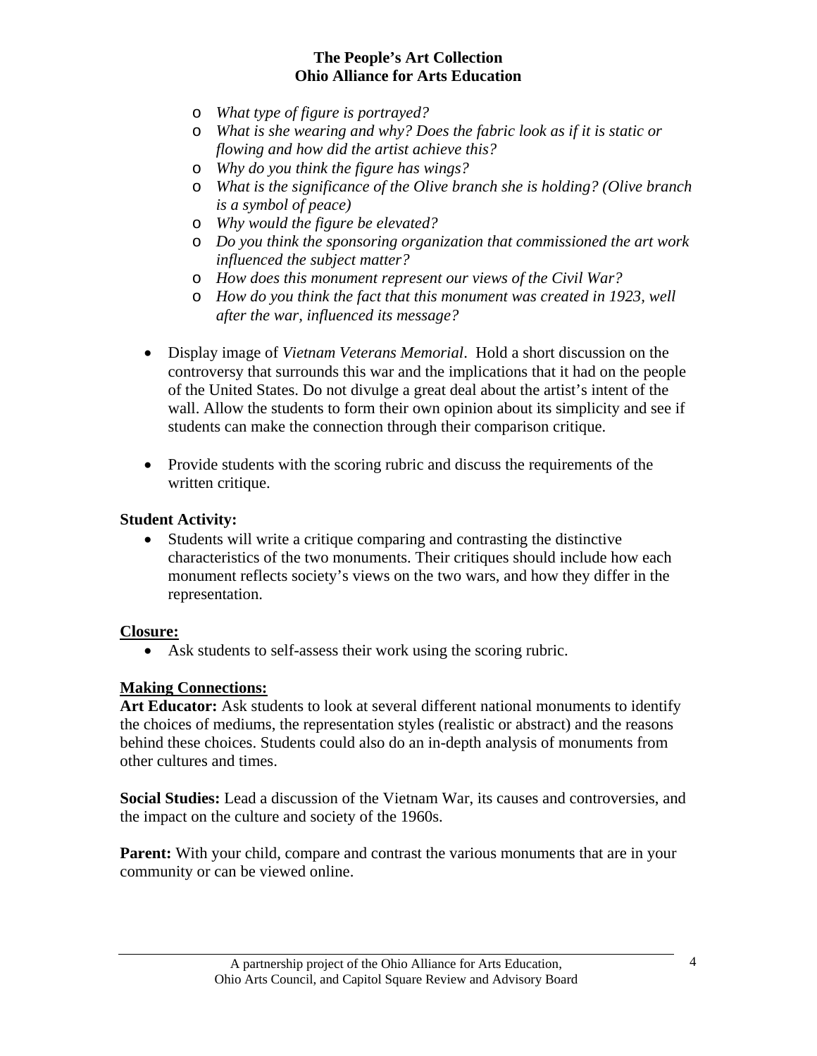- *What type of figure is portrayed?*
- *What is she wearing and why? Does the fabric look as if it is static or flowing and how did the artist achieve this?*
- *Why do you think the figure has wings?*
- *What is the significance of the Olive branch she is holding? (Olive branch is a symbol of peace)*
- *Why would the figure be elevated?*
- *Do you think the sponsoring organization that commissioned the art work influenced the subject matter?*
- *How does this monument represent our views of the Civil War?*
- *How do you think the fact that this monument was created in 1923, well after the war, influenced its message?*

- Display image of *Vietnam Veterans Memorial*. Hold a short discussion on the controversy that surrounds this war and the implications that it had on the people of the United States. Do not divulge a great deal about the artist's intent of the wall. Allow the students to form their own opinion about its simplicity and see if students can make the connection through their comparison critique.

- Provide students with the scoring rubric and discuss the requirements of the written critique.

**Student Activity:**

- Students will write a critique comparing and contrasting the distinctive characteristics of the two monuments. Their critiques should include how each monument reflects society's views on the two wars, and how they differ in the representation.

**Closure:**

- Ask students to self-assess their work using the scoring rubric.

**Making Connections:**

**Art Educator:** Ask students to look at several different national monuments to identify the choices of mediums, the representation styles (realistic or abstract) and the reasons behind these choices. Students could also do an in-depth analysis of monuments from other cultures and times.

**Social Studies:** Lead a discussion of the Vietnam War, its causes and controversies, and the impact on the culture and society of the 1960s.

**Parent:** With your child, compare and contrast the various monuments that are in your community or can be viewed online.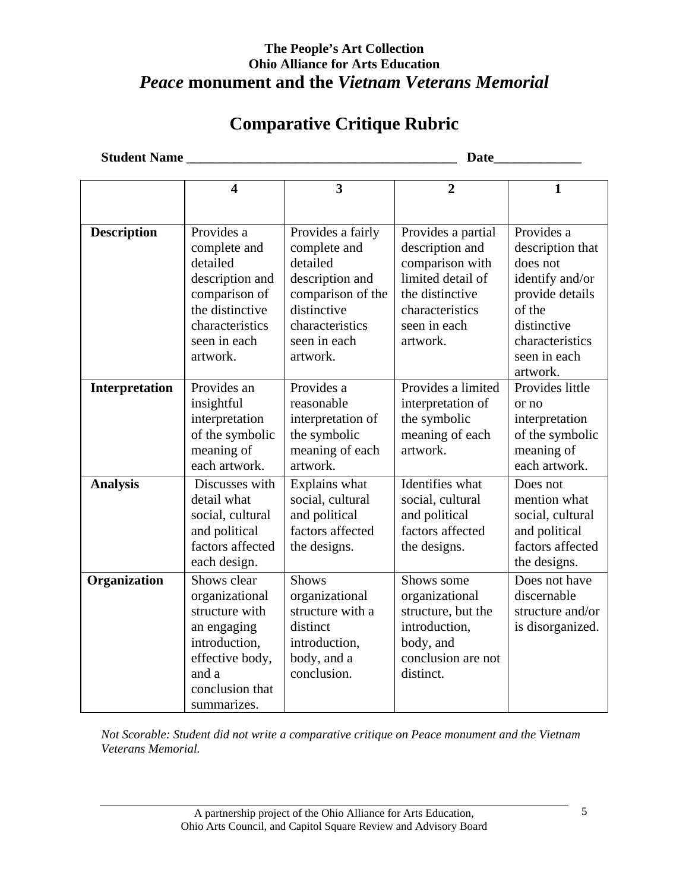**The People's Art Collection**
**Ohio Alliance for Arts Education**

# *Peace* monument and the *Vietnam Veterans Memorial*

## Comparative Critique Rubric

**Student Name** _______________________________________ **Date**_____________

| | 4 | 3 | 2 | 1 |
|---|---|---|---|---|
| **Description** | Provides a complete and detailed description and comparison of the distinctive characteristics seen in each artwork. | Provides a fairly complete and detailed description and comparison of the distinctive characteristics seen in each artwork. | Provides a partial description and comparison with limited detail of the distinctive characteristics seen in each artwork. | Provides a description that does not identify and/or provide details of the distinctive characteristics seen in each artwork. |
| **Interpretation** | Provides an insightful interpretation of the symbolic meaning of each artwork. | Provides a reasonable interpretation of the symbolic meaning of each artwork. | Provides a limited interpretation of the symbolic meaning of each artwork. | Provides little or no interpretation of the symbolic meaning of each artwork. |
| **Analysis** | Discusses with detail what social, cultural and political factors affected each design. | Explains what social, cultural and political factors affected the designs. | Identifies what social, cultural and political factors affected the designs. | Does not mention what social, cultural and political factors affected the designs. |
| **Organization** | Shows clear organizational structure with an engaging introduction, effective body, and a conclusion that summarizes. | Shows organizational structure with a distinct introduction, body, and a conclusion. | Shows some organizational structure, but the introduction, body, and conclusion are not distinct. | Does not have discernable structure and/or is disorganized. |

*Not Scorable: Student did not write a comparative critique on Peace monument and the Vietnam Veterans Memorial.*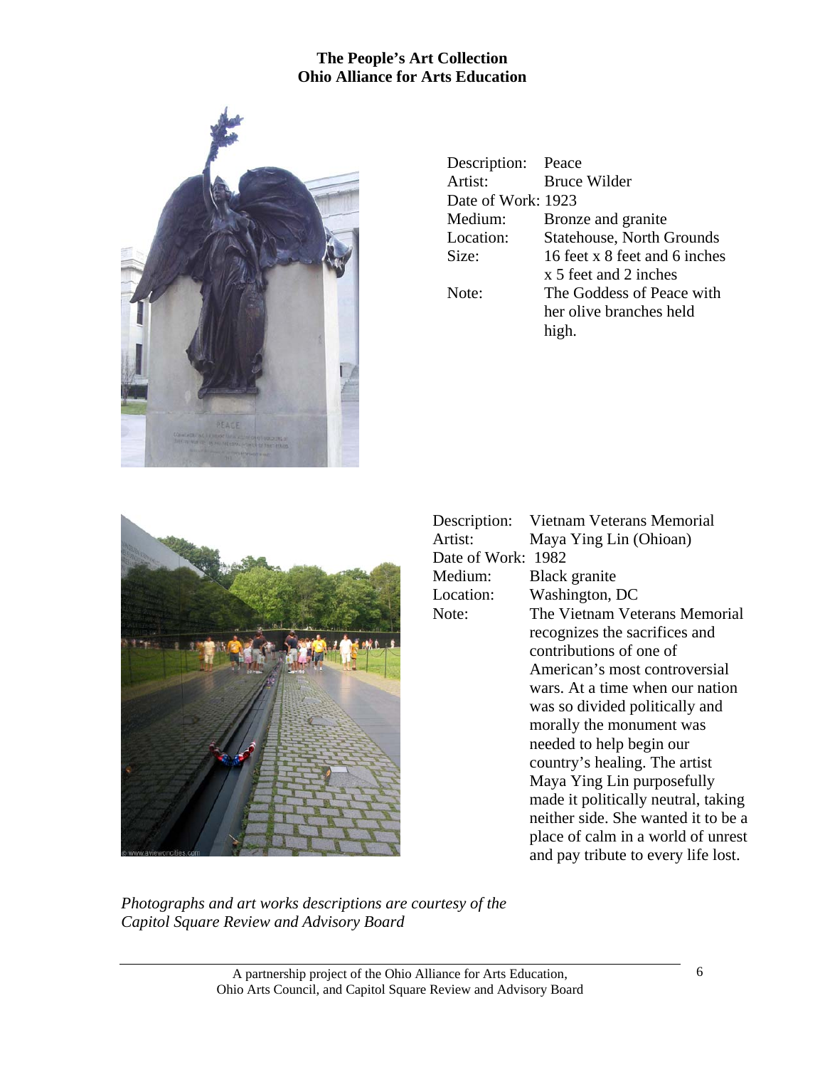**The People's Art Collection**
**Ohio Alliance for Arts Education**

| | |
|---|---|
| Description: | Peace |
| Artist: | Bruce Wilder |
| Date of Work: | 1923 |
| Medium: | Bronze and granite |
| Location: | Statehouse, North Grounds |
| Size: | 16 feet x 8 feet and 6 inches x 5 feet and 2 inches |
| Note: | The Goddess of Peace with her olive branches held high. |

| | |
|---|---|
| Description: | Vietnam Veterans Memorial |
| Artist: | Maya Ying Lin (Ohioan) |
| Date of Work: | 1982 |
| Medium: | Black granite |
| Location: | Washington, DC |
| Note: | The Vietnam Veterans Memorial recognizes the sacrifices and contributions of one of American's most controversial wars. At a time when our nation was so divided politically and morally the monument was needed to help begin our country's healing. The artist Maya Ying Lin purposefully made it politically neutral, taking neither side. She wanted it to be a place of calm in a world of unrest and pay tribute to every life lost. |

*Photographs and art works descriptions are courtesy of the Capitol Square Review and Advisory Board*

A partnership project of the Ohio Alliance for Arts Education, Ohio Arts Council, and Capitol Square Review and Advisory Board